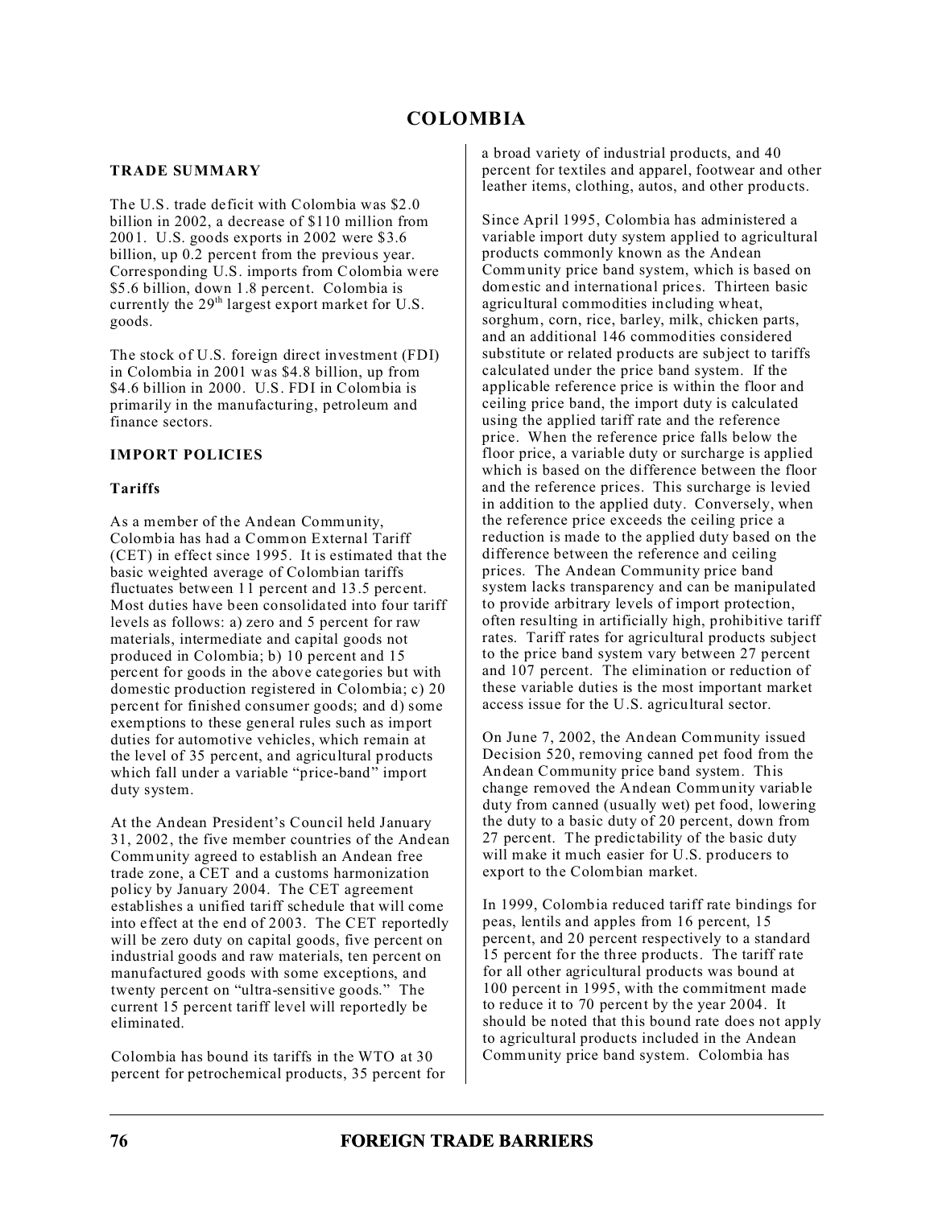# COLOMBIA

## TRADE SUMMARY

The U.S. trade deficit with Colombia was $2.0 billion in 2002, a decrease of $110 million from 2001. U.S. goods exports in 2002 were $3.6 billion, up 0.2 percent from the previous year. Corresponding U.S. imports from Colombia were $5.6 billion, down 1.8 percent. Colombia is currently the 29th largest export market for U.S. goods.

The stock of U.S. foreign direct investment (FDI) in Colombia in 2001 was $4.8 billion, up from $4.6 billion in 2000. U.S. FDI in Colombia is primarily in the manufacturing, petroleum and finance sectors.

## IMPORT POLICIES

### Tariffs

As a member of the Andean Community, Colombia has had a Common External Tariff (CET) in effect since 1995. It is estimated that the basic weighted average of Colombian tariffs fluctuates between 11 percent and 13.5 percent. Most duties have been consolidated into four tariff levels as follows: a) zero and 5 percent for raw materials, intermediate and capital goods not produced in Colombia; b) 10 percent and 15 percent for goods in the above categories but with domestic production registered in Colombia; c) 20 percent for finished consumer goods; and d) some exemptions to these general rules such as import duties for automotive vehicles, which remain at the level of 35 percent, and agricultural products which fall under a variable "price-band" import duty system.

At the Andean President's Council held January 31, 2002, the five member countries of the Andean Community agreed to establish an Andean free trade zone, a CET and a customs harmonization policy by January 2004. The CET agreement establishes a unified tariff schedule that will come into effect at the end of 2003. The CET reportedly will be zero duty on capital goods, five percent on industrial goods and raw materials, ten percent on manufactured goods with some exceptions, and twenty percent on "ultra-sensitive goods." The current 15 percent tariff level will reportedly be eliminated.

Colombia has bound its tariffs in the WTO at 30 percent for petrochemical products, 35 percent for a broad variety of industrial products, and 40 percent for textiles and apparel, footwear and other leather items, clothing, autos, and other products.

Since April 1995, Colombia has administered a variable import duty system applied to agricultural products commonly known as the Andean Community price band system, which is based on domestic and international prices. Thirteen basic agricultural commodities including wheat, sorghum, corn, rice, barley, milk, chicken parts, and an additional 146 commodities considered substitute or related products are subject to tariffs calculated under the price band system. If the applicable reference price is within the floor and ceiling price band, the import duty is calculated using the applied tariff rate and the reference price. When the reference price falls below the floor price, a variable duty or surcharge is applied which is based on the difference between the floor and the reference prices. This surcharge is levied in addition to the applied duty. Conversely, when the reference price exceeds the ceiling price a reduction is made to the applied duty based on the difference between the reference and ceiling prices. The Andean Community price band system lacks transparency and can be manipulated to provide arbitrary levels of import protection, often resulting in artificially high, prohibitive tariff rates. Tariff rates for agricultural products subject to the price band system vary between 27 percent and 107 percent. The elimination or reduction of these variable duties is the most important market access issue for the U.S. agricultural sector.

On June 7, 2002, the Andean Community issued Decision 520, removing canned pet food from the Andean Community price band system. This change removed the Andean Community variable duty from canned (usually wet) pet food, lowering the duty to a basic duty of 20 percent, down from 27 percent. The predictability of the basic duty will make it much easier for U.S. producers to export to the Colombian market.

In 1999, Colombia reduced tariff rate bindings for peas, lentils and apples from 16 percent, 15 percent, and 20 percent respectively to a standard 15 percent for the three products. The tariff rate for all other agricultural products was bound at 100 percent in 1995, with the commitment made to reduce it to 70 percent by the year 2004. It should be noted that this bound rate does not apply to agricultural products included in the Andean Community price band system. Colombia has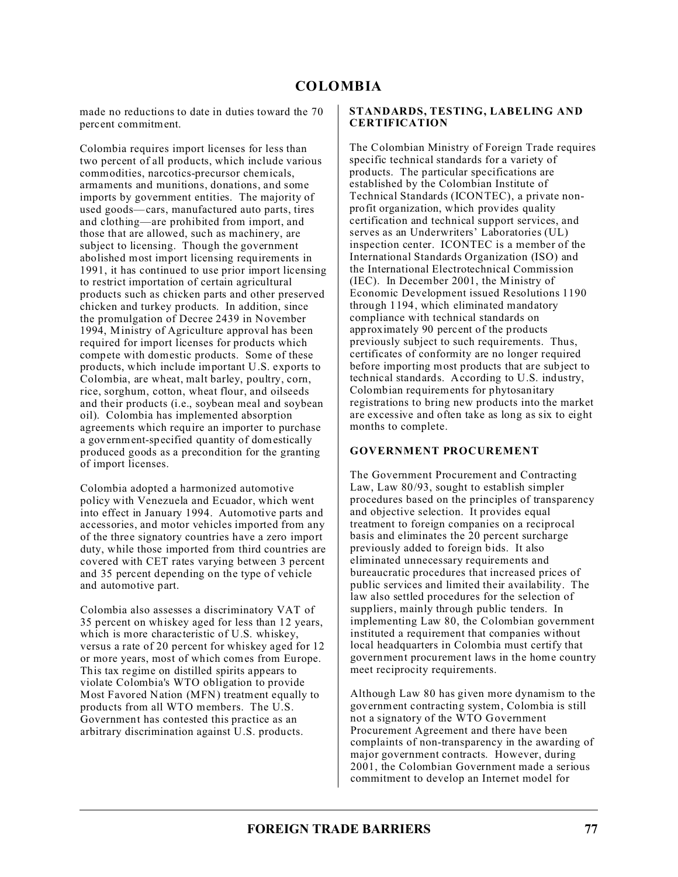made no reductions to date in duties toward the 70 percent commitment.

Colombia requires import licenses for less than two percent of all products, which include various commodities, narcotics-precursor chemicals, armaments and munitions, donations, and some imports by government entities. The majority of used goods—cars, manufactured auto parts, tires and clothing—are prohibited from import, and those that are allowed, such as machinery, are subject to licensing. Though the government abolished most import licensing requirements in 1991, it has continued to use prior import licensing to restrict importation of certain agricultural products such as chicken parts and other preserved chicken and turkey products. In addition, since the promulgation of Decree 2439 in November 1994, Ministry of Agriculture approval has been required for import licenses for products which compete with domestic products. Some of these products, which include important U.S. exports to Colombia, are wheat, malt barley, poultry, corn, rice, sorghum, cotton, wheat flour, and oilseeds and their products (i.e., soybean meal and soybean oil). Colombia has implemented absorption agreements which require an importer to purchase a government-specified quantity of domestically produced goods as a precondition for the granting of import licenses.

Colombia adopted a harmonized automotive policy with Venezuela and Ecuador, which went into effect in January 1994. Automotive parts and accessories, and motor vehicles imported from any of the three signatory countries have a zero import duty, while those imported from third countries are covered with CET rates varying between 3 percent and 35 percent depending on the type of vehicle and automotive part.

Colombia also assesses a discriminatory VAT of 35 percent on whiskey aged for less than 12 years, which is more characteristic of U.S. whiskey, versus a rate of 20 percent for whiskey aged for 12 or more years, most of which comes from Europe. This tax regime on distilled spirits appears to violate Colombia's WTO obligation to provide Most Favored Nation (MFN) treatment equally to products from all WTO members. The U.S. Government has contested this practice as an arbitrary discrimination against U.S. products.

## STANDARDS, TESTING, LABELING AND CERTIFICATION

The Colombian Ministry of Foreign Trade requires specific technical standards for a variety of products. The particular specifications are established by the Colombian Institute of Technical Standards (ICONTEC), a private non-profit organization, which provides quality certification and technical support services, and serves as an Underwriters' Laboratories (UL) inspection center. ICONTEC is a member of the International Standards Organization (ISO) and the International Electrotechnical Commission (IEC). In December 2001, the Ministry of Economic Development issued Resolutions 1190 through 1194, which eliminated mandatory compliance with technical standards on approximately 90 percent of the products previously subject to such requirements. Thus, certificates of conformity are no longer required before importing most products that are subject to technical standards. According to U.S. industry, Colombian requirements for phytosanitary registrations to bring new products into the market are excessive and often take as long as six to eight months to complete.

## GOVERNMENT PROCUREMENT

The Government Procurement and Contracting Law, Law 80/93, sought to establish simpler procedures based on the principles of transparency and objective selection. It provides equal treatment to foreign companies on a reciprocal basis and eliminates the 20 percent surcharge previously added to foreign bids. It also eliminated unnecessary requirements and bureaucratic procedures that increased prices of public services and limited their availability. The law also settled procedures for the selection of suppliers, mainly through public tenders. In implementing Law 80, the Colombian government instituted a requirement that companies without local headquarters in Colombia must certify that government procurement laws in the home country meet reciprocity requirements.

Although Law 80 has given more dynamism to the government contracting system, Colombia is still not a signatory of the WTO Government Procurement Agreement and there have been complaints of non-transparency in the awarding of major government contracts. However, during 2001, the Colombian Government made a serious commitment to develop an Internet model for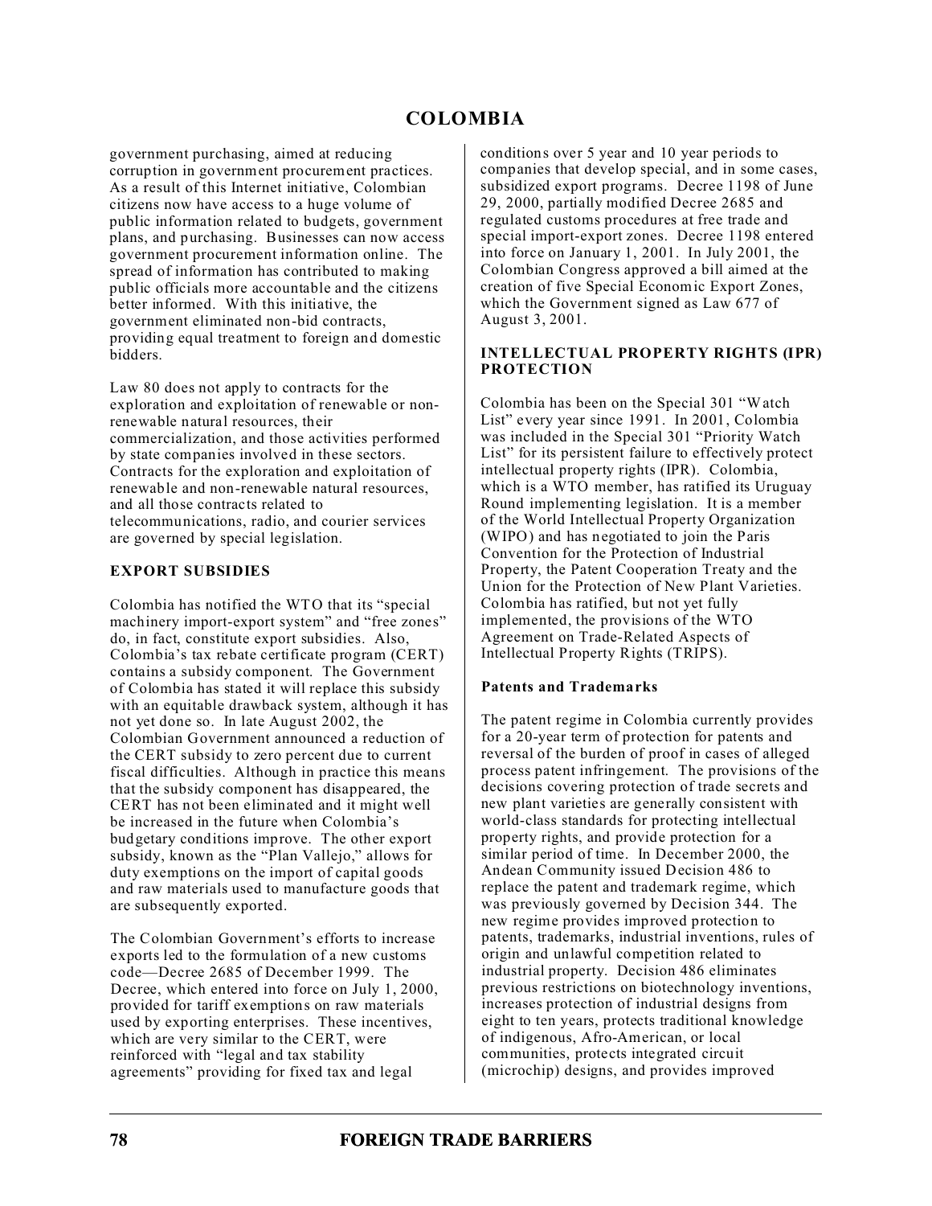government purchasing, aimed at reducing corruption in government procurement practices. As a result of this Internet initiative, Colombian citizens now have access to a huge volume of public information related to budgets, government plans, and purchasing. Businesses can now access government procurement information online. The spread of information has contributed to making public officials more accountable and the citizens better informed. With this initiative, the government eliminated non-bid contracts, providing equal treatment to foreign and domestic bidders.

Law 80 does not apply to contracts for the exploration and exploitation of renewable or non-renewable natural resources, their commercialization, and those activities performed by state companies involved in these sectors. Contracts for the exploration and exploitation of renewable and non-renewable natural resources, and all those contracts related to telecommunications, radio, and courier services are governed by special legislation.

## EXPORT SUBSIDIES

Colombia has notified the WTO that its "special machinery import-export system" and "free zones" do, in fact, constitute export subsidies. Also, Colombia's tax rebate certificate program (CERT) contains a subsidy component. The Government of Colombia has stated it will replace this subsidy with an equitable drawback system, although it has not yet done so. In late August 2002, the Colombian Government announced a reduction of the CERT subsidy to zero percent due to current fiscal difficulties. Although in practice this means that the subsidy component has disappeared, the CERT has not been eliminated and it might well be increased in the future when Colombia's budgetary conditions improve. The other export subsidy, known as the "Plan Vallejo," allows for duty exemptions on the import of capital goods and raw materials used to manufacture goods that are subsequently exported.

The Colombian Government's efforts to increase exports led to the formulation of a new customs code—Decree 2685 of December 1999. The Decree, which entered into force on July 1, 2000, provided for tariff exemptions on raw materials used by exporting enterprises. These incentives, which are very similar to the CERT, were reinforced with "legal and tax stability agreements" providing for fixed tax and legal conditions over 5 year and 10 year periods to companies that develop special, and in some cases, subsidized export programs. Decree 1198 of June 29, 2000, partially modified Decree 2685 and regulated customs procedures at free trade and special import-export zones. Decree 1198 entered into force on January 1, 2001. In July 2001, the Colombian Congress approved a bill aimed at the creation of five Special Economic Export Zones, which the Government signed as Law 677 of August 3, 2001.

## INTELLECTUAL PROPERTY RIGHTS (IPR) PROTECTION

Colombia has been on the Special 301 "Watch List" every year since 1991. In 2001, Colombia was included in the Special 301 "Priority Watch List" for its persistent failure to effectively protect intellectual property rights (IPR). Colombia, which is a WTO member, has ratified its Uruguay Round implementing legislation. It is a member of the World Intellectual Property Organization (WIPO) and has negotiated to join the Paris Convention for the Protection of Industrial Property, the Patent Cooperation Treaty and the Union for the Protection of New Plant Varieties. Colombia has ratified, but not yet fully implemented, the provisions of the WTO Agreement on Trade-Related Aspects of Intellectual Property Rights (TRIPS).

### Patents and Trademarks

The patent regime in Colombia currently provides for a 20-year term of protection for patents and reversal of the burden of proof in cases of alleged process patent infringement. The provisions of the decisions covering protection of trade secrets and new plant varieties are generally consistent with world-class standards for protecting intellectual property rights, and provide protection for a similar period of time. In December 2000, the Andean Community issued Decision 486 to replace the patent and trademark regime, which was previously governed by Decision 344. The new regime provides improved protection to patents, trademarks, industrial inventions, rules of origin and unlawful competition related to industrial property. Decision 486 eliminates previous restrictions on biotechnology inventions, increases protection of industrial designs from eight to ten years, protects traditional knowledge of indigenous, Afro-American, or local communities, protects integrated circuit (microchip) designs, and provides improved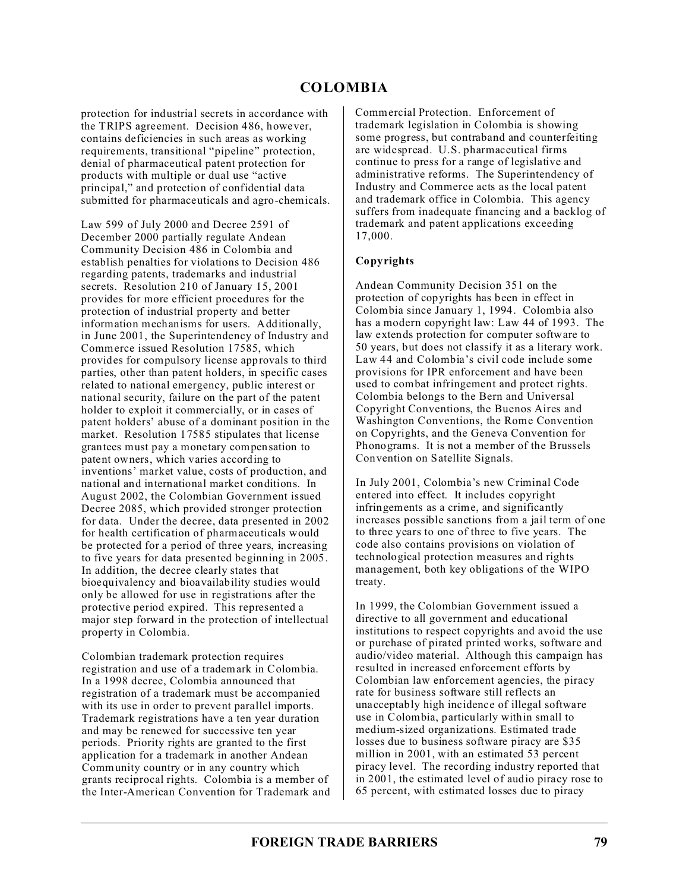protection for industrial secrets in accordance with the TRIPS agreement. Decision 486, however, contains deficiencies in such areas as working requirements, transitional "pipeline" protection, denial of pharmaceutical patent protection for products with multiple or dual use "active principal," and protection of confidential data submitted for pharmaceuticals and agro-chemicals.

Law 599 of July 2000 and Decree 2591 of December 2000 partially regulate Andean Community Decision 486 in Colombia and establish penalties for violations to Decision 486 regarding patents, trademarks and industrial secrets. Resolution 210 of January 15, 2001 provides for more efficient procedures for the protection of industrial property and better information mechanisms for users. Additionally, in June 2001, the Superintendency of Industry and Commerce issued Resolution 17585, which provides for compulsory license approvals to third parties, other than patent holders, in specific cases related to national emergency, public interest or national security, failure on the part of the patent holder to exploit it commercially, or in cases of patent holders' abuse of a dominant position in the market. Resolution 17585 stipulates that license grantees must pay a monetary compensation to patent owners, which varies according to inventions' market value, costs of production, and national and international market conditions. In August 2002, the Colombian Government issued Decree 2085, which provided stronger protection for data. Under the decree, data presented in 2002 for health certification of pharmaceuticals would be protected for a period of three years, increasing to five years for data presented beginning in 2005. In addition, the decree clearly states that bioequivalency and bioavailability studies would only be allowed for use in registrations after the protective period expired. This represented a major step forward in the protection of intellectual property in Colombia.

Colombian trademark protection requires registration and use of a trademark in Colombia. In a 1998 decree, Colombia announced that registration of a trademark must be accompanied with its use in order to prevent parallel imports. Trademark registrations have a ten year duration and may be renewed for successive ten year periods. Priority rights are granted to the first application for a trademark in another Andean Community country or in any country which grants reciprocal rights. Colombia is a member of the Inter-American Convention for Trademark and Commercial Protection. Enforcement of trademark legislation in Colombia is showing some progress, but contraband and counterfeiting are widespread. U.S. pharmaceutical firms continue to press for a range of legislative and administrative reforms. The Superintendency of Industry and Commerce acts as the local patent and trademark office in Colombia. This agency suffers from inadequate financing and a backlog of trademark and patent applications exceeding 17,000.

**Copyrights**

Andean Community Decision 351 on the protection of copyrights has been in effect in Colombia since January 1, 1994. Colombia also has a modern copyright law: Law 44 of 1993. The law extends protection for computer software to 50 years, but does not classify it as a literary work. Law 44 and Colombia's civil code include some provisions for IPR enforcement and have been used to combat infringement and protect rights. Colombia belongs to the Bern and Universal Copyright Conventions, the Buenos Aires and Washington Conventions, the Rome Convention on Copyrights, and the Geneva Convention for Phonograms. It is not a member of the Brussels Convention on Satellite Signals.

In July 2001, Colombia's new Criminal Code entered into effect. It includes copyright infringements as a crime, and significantly increases possible sanctions from a jail term of one to three years to one of three to five years. The code also contains provisions on violation of technological protection measures and rights management, both key obligations of the WIPO treaty.

In 1999, the Colombian Government issued a directive to all government and educational institutions to respect copyrights and avoid the use or purchase of pirated printed works, software and audio/video material. Although this campaign has resulted in increased enforcement efforts by Colombian law enforcement agencies, the piracy rate for business software still reflects an unacceptably high incidence of illegal software use in Colombia, particularly within small to medium-sized organizations. Estimated trade losses due to business software piracy are $35 million in 2001, with an estimated 53 percent piracy level. The recording industry reported that in 2001, the estimated level of audio piracy rose to 65 percent, with estimated losses due to piracy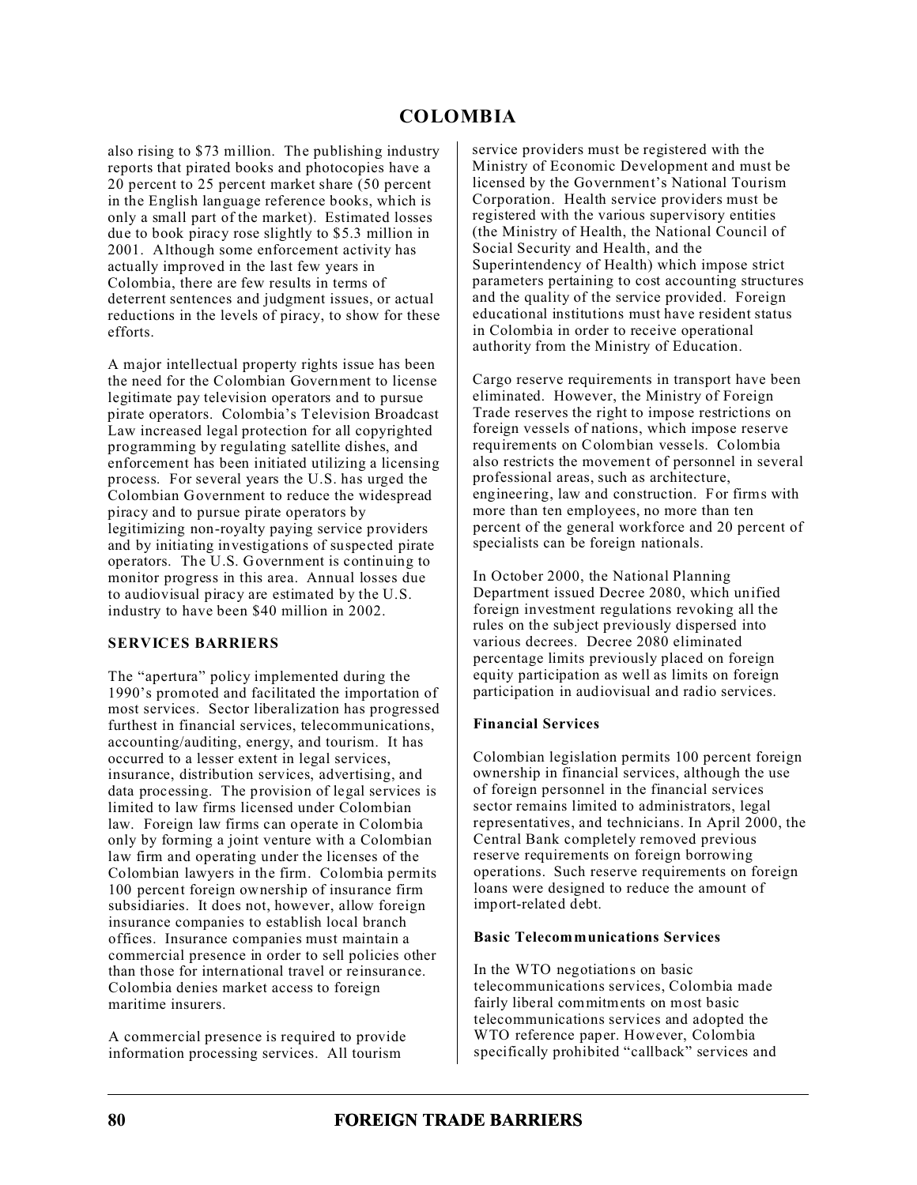also rising to $73 million. The publishing industry reports that pirated books and photocopies have a 20 percent to 25 percent market share (50 percent in the English language reference books, which is only a small part of the market). Estimated losses due to book piracy rose slightly to $5.3 million in 2001. Although some enforcement activity has actually improved in the last few years in Colombia, there are few results in terms of deterrent sentences and judgment issues, or actual reductions in the levels of piracy, to show for these efforts.

A major intellectual property rights issue has been the need for the Colombian Government to license legitimate pay television operators and to pursue pirate operators. Colombia's Television Broadcast Law increased legal protection for all copyrighted programming by regulating satellite dishes, and enforcement has been initiated utilizing a licensing process. For several years the U.S. has urged the Colombian Government to reduce the widespread piracy and to pursue pirate operators by legitimizing non-royalty paying service providers and by initiating investigations of suspected pirate operators. The U.S. Government is continuing to monitor progress in this area. Annual losses due to audiovisual piracy are estimated by the U.S. industry to have been $40 million in 2002.

## SERVICES BARRIERS

The "apertura" policy implemented during the 1990's promoted and facilitated the importation of most services. Sector liberalization has progressed furthest in financial services, telecommunications, accounting/auditing, energy, and tourism. It has occurred to a lesser extent in legal services, insurance, distribution services, advertising, and data processing. The provision of legal services is limited to law firms licensed under Colombian law. Foreign law firms can operate in Colombia only by forming a joint venture with a Colombian law firm and operating under the licenses of the Colombian lawyers in the firm. Colombia permits 100 percent foreign ownership of insurance firm subsidiaries. It does not, however, allow foreign insurance companies to establish local branch offices. Insurance companies must maintain a commercial presence in order to sell policies other than those for international travel or reinsurance. Colombia denies market access to foreign maritime insurers.

A commercial presence is required to provide information processing services. All tourism service providers must be registered with the Ministry of Economic Development and must be licensed by the Government's National Tourism Corporation. Health service providers must be registered with the various supervisory entities (the Ministry of Health, the National Council of Social Security and Health, and the Superintendency of Health) which impose strict parameters pertaining to cost accounting structures and the quality of the service provided. Foreign educational institutions must have resident status in Colombia in order to receive operational authority from the Ministry of Education.

Cargo reserve requirements in transport have been eliminated. However, the Ministry of Foreign Trade reserves the right to impose restrictions on foreign vessels of nations, which impose reserve requirements on Colombian vessels. Colombia also restricts the movement of personnel in several professional areas, such as architecture, engineering, law and construction. For firms with more than ten employees, no more than ten percent of the general workforce and 20 percent of specialists can be foreign nationals.

In October 2000, the National Planning Department issued Decree 2080, which unified foreign investment regulations revoking all the rules on the subject previously dispersed into various decrees. Decree 2080 eliminated percentage limits previously placed on foreign equity participation as well as limits on foreign participation in audiovisual and radio services.

### Financial Services

Colombian legislation permits 100 percent foreign ownership in financial services, although the use of foreign personnel in the financial services sector remains limited to administrators, legal representatives, and technicians. In April 2000, the Central Bank completely removed previous reserve requirements on foreign borrowing operations. Such reserve requirements on foreign loans were designed to reduce the amount of import-related debt.

### Basic Telecommunications Services

In the WTO negotiations on basic telecommunications services, Colombia made fairly liberal commitments on most basic telecommunications services and adopted the WTO reference paper. However, Colombia specifically prohibited "callback" services and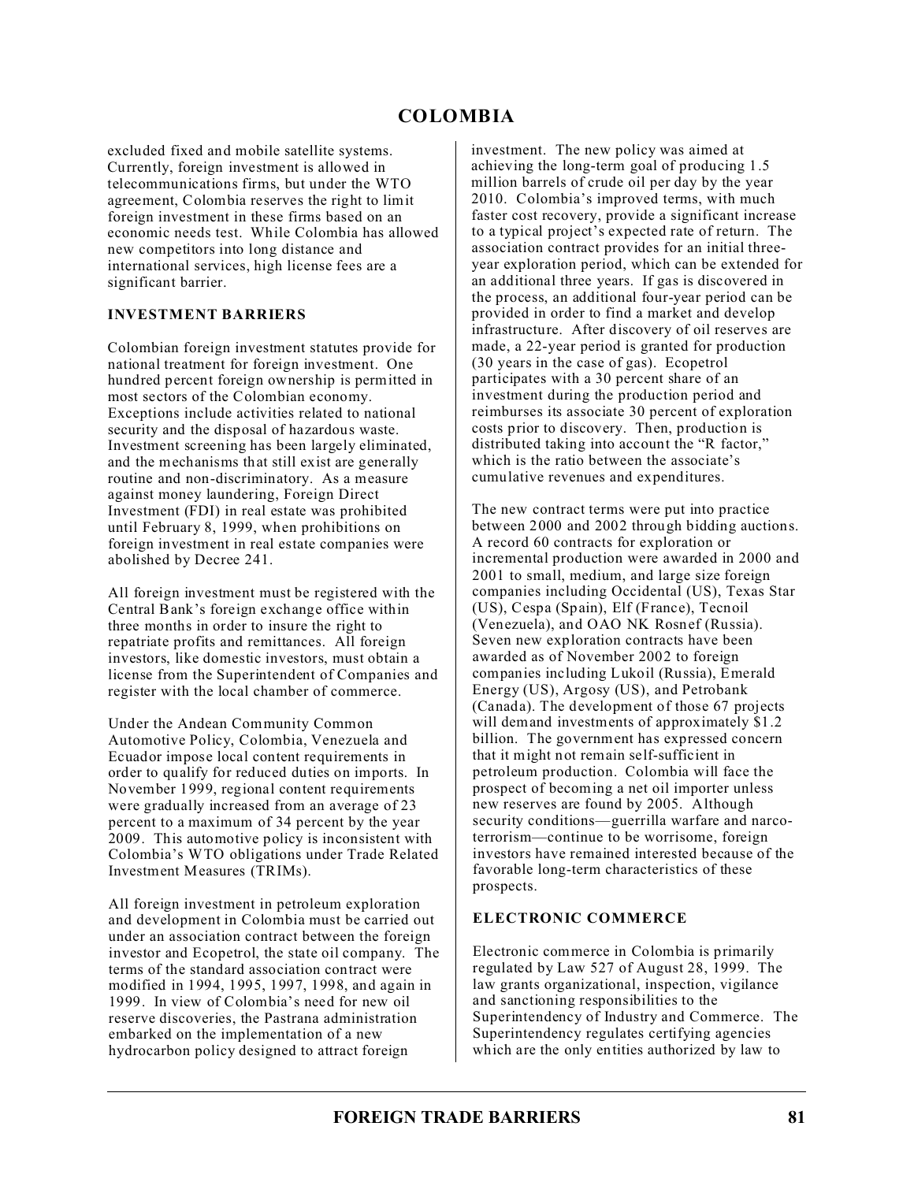excluded fixed and mobile satellite systems. Currently, foreign investment is allowed in telecommunications firms, but under the WTO agreement, Colombia reserves the right to limit foreign investment in these firms based on an economic needs test. While Colombia has allowed new competitors into long distance and international services, high license fees are a significant barrier.

### INVESTMENT BARRIERS

Colombian foreign investment statutes provide for national treatment for foreign investment. One hundred percent foreign ownership is permitted in most sectors of the Colombian economy. Exceptions include activities related to national security and the disposal of hazardous waste. Investment screening has been largely eliminated, and the mechanisms that still exist are generally routine and non-discriminatory. As a measure against money laundering, Foreign Direct Investment (FDI) in real estate was prohibited until February 8, 1999, when prohibitions on foreign investment in real estate companies were abolished by Decree 241.

All foreign investment must be registered with the Central Bank's foreign exchange office within three months in order to insure the right to repatriate profits and remittances. All foreign investors, like domestic investors, must obtain a license from the Superintendent of Companies and register with the local chamber of commerce.

Under the Andean Community Common Automotive Policy, Colombia, Venezuela and Ecuador impose local content requirements in order to qualify for reduced duties on imports. In November 1999, regional content requirements were gradually increased from an average of 23 percent to a maximum of 34 percent by the year 2009. This automotive policy is inconsistent with Colombia's WTO obligations under Trade Related Investment Measures (TRIMs).

All foreign investment in petroleum exploration and development in Colombia must be carried out under an association contract between the foreign investor and Ecopetrol, the state oil company. The terms of the standard association contract were modified in 1994, 1995, 1997, 1998, and again in 1999. In view of Colombia's need for new oil reserve discoveries, the Pastrana administration embarked on the implementation of a new hydrocarbon policy designed to attract foreign investment. The new policy was aimed at achieving the long-term goal of producing 1.5 million barrels of crude oil per day by the year 2010. Colombia's improved terms, with much faster cost recovery, provide a significant increase to a typical project's expected rate of return. The association contract provides for an initial three-year exploration period, which can be extended for an additional three years. If gas is discovered in the process, an additional four-year period can be provided in order to find a market and develop infrastructure. After discovery of oil reserves are made, a 22-year period is granted for production (30 years in the case of gas). Ecopetrol participates with a 30 percent share of an investment during the production period and reimburses its associate 30 percent of exploration costs prior to discovery. Then, production is distributed taking into account the "R factor," which is the ratio between the associate's cumulative revenues and expenditures.

The new contract terms were put into practice between 2000 and 2002 through bidding auctions. A record 60 contracts for exploration or incremental production were awarded in 2000 and 2001 to small, medium, and large size foreign companies including Occidental (US), Texas Star (US), Cespa (Spain), Elf (France), Tecnoil (Venezuela), and OAO NK Rosnef (Russia). Seven new exploration contracts have been awarded as of November 2002 to foreign companies including Lukoil (Russia), Emerald Energy (US), Argosy (US), and Petrobank (Canada). The development of those 67 projects will demand investments of approximately $1.2 billion. The government has expressed concern that it might not remain self-sufficient in petroleum production. Colombia will face the prospect of becoming a net oil importer unless new reserves are found by 2005. Although security conditions—guerrilla warfare and narco-terrorism—continue to be worrisome, foreign investors have remained interested because of the favorable long-term characteristics of these prospects.

### ELECTRONIC COMMERCE

Electronic commerce in Colombia is primarily regulated by Law 527 of August 28, 1999. The law grants organizational, inspection, vigilance and sanctioning responsibilities to the Superintendency of Industry and Commerce. The Superintendency regulates certifying agencies which are the only entities authorized by law to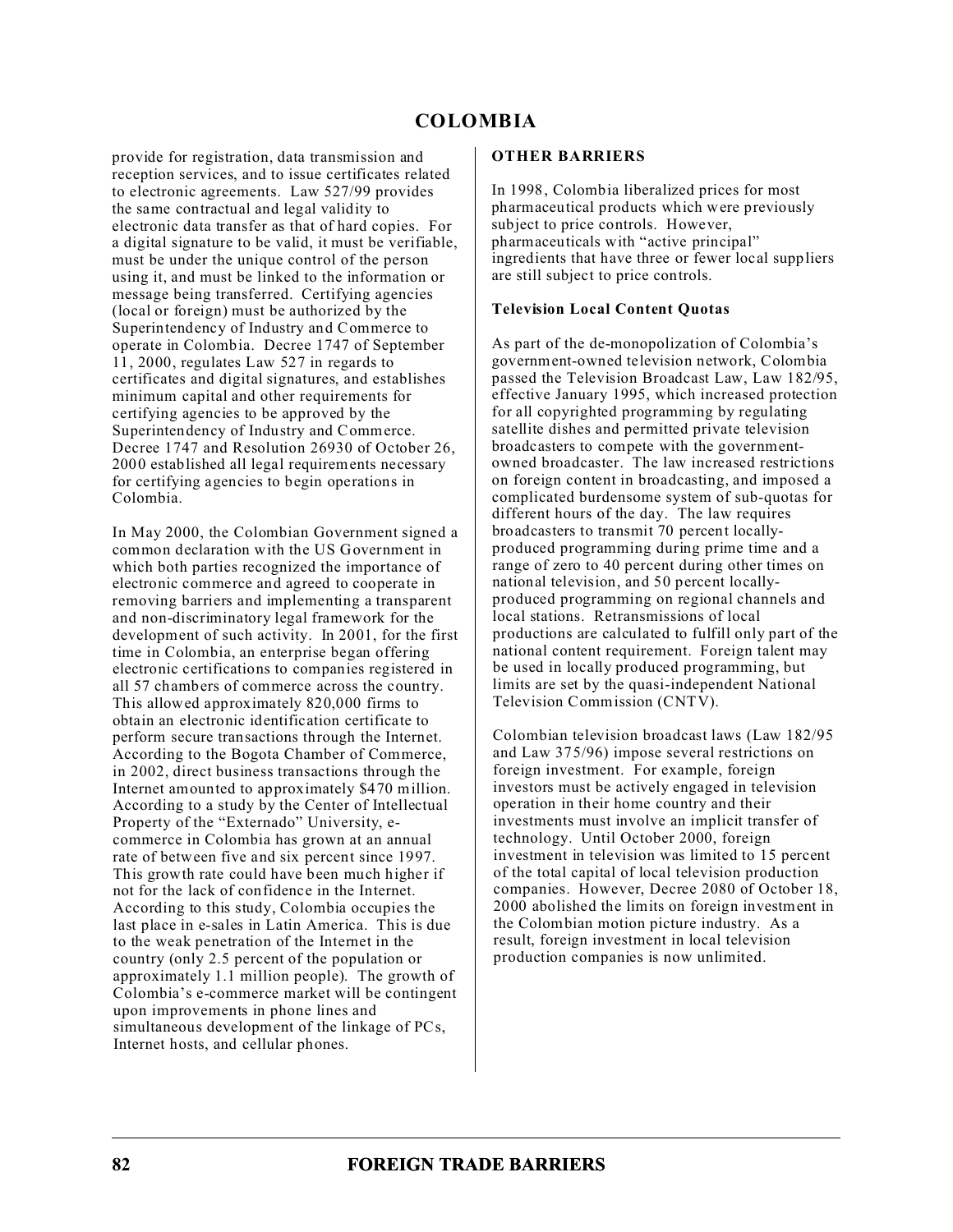provide for registration, data transmission and reception services, and to issue certificates related to electronic agreements. Law 527/99 provides the same contractual and legal validity to electronic data transfer as that of hard copies. For a digital signature to be valid, it must be verifiable, must be under the unique control of the person using it, and must be linked to the information or message being transferred. Certifying agencies (local or foreign) must be authorized by the Superintendency of Industry and Commerce to operate in Colombia. Decree 1747 of September 11, 2000, regulates Law 527 in regards to certificates and digital signatures, and establishes minimum capital and other requirements for certifying agencies to be approved by the Superintendency of Industry and Commerce. Decree 1747 and Resolution 26930 of October 26, 2000 established all legal requirements necessary for certifying agencies to begin operations in Colombia.

In May 2000, the Colombian Government signed a common declaration with the US Government in which both parties recognized the importance of electronic commerce and agreed to cooperate in removing barriers and implementing a transparent and non-discriminatory legal framework for the development of such activity. In 2001, for the first time in Colombia, an enterprise began offering electronic certifications to companies registered in all 57 chambers of commerce across the country. This allowed approximately 820,000 firms to obtain an electronic identification certificate to perform secure transactions through the Internet. According to the Bogota Chamber of Commerce, in 2002, direct business transactions through the Internet amounted to approximately $470 million. According to a study by the Center of Intellectual Property of the "Externado" University, e-commerce in Colombia has grown at an annual rate of between five and six percent since 1997. This growth rate could have been much higher if not for the lack of confidence in the Internet. According to this study, Colombia occupies the last place in e-sales in Latin America. This is due to the weak penetration of the Internet in the country (only 2.5 percent of the population or approximately 1.1 million people). The growth of Colombia's e-commerce market will be contingent upon improvements in phone lines and simultaneous development of the linkage of PCs, Internet hosts, and cellular phones.

## OTHER BARRIERS

In 1998, Colombia liberalized prices for most pharmaceutical products which were previously subject to price controls. However, pharmaceuticals with "active principal" ingredients that have three or fewer local suppliers are still subject to price controls.

### Television Local Content Quotas

As part of the de-monopolization of Colombia's government-owned television network, Colombia passed the Television Broadcast Law, Law 182/95, effective January 1995, which increased protection for all copyrighted programming by regulating satellite dishes and permitted private television broadcasters to compete with the government-owned broadcaster. The law increased restrictions on foreign content in broadcasting, and imposed a complicated burdensome system of sub-quotas for different hours of the day. The law requires broadcasters to transmit 70 percent locally-produced programming during prime time and a range of zero to 40 percent during other times on national television, and 50 percent locally-produced programming on regional channels and local stations. Retransmissions of local productions are calculated to fulfill only part of the national content requirement. Foreign talent may be used in locally produced programming, but limits are set by the quasi-independent National Television Commission (CNTV).

Colombian television broadcast laws (Law 182/95 and Law 375/96) impose several restrictions on foreign investment. For example, foreign investors must be actively engaged in television operation in their home country and their investments must involve an implicit transfer of technology. Until October 2000, foreign investment in television was limited to 15 percent of the total capital of local television production companies. However, Decree 2080 of October 18, 2000 abolished the limits on foreign investment in the Colombian motion picture industry. As a result, foreign investment in local television production companies is now unlimited.